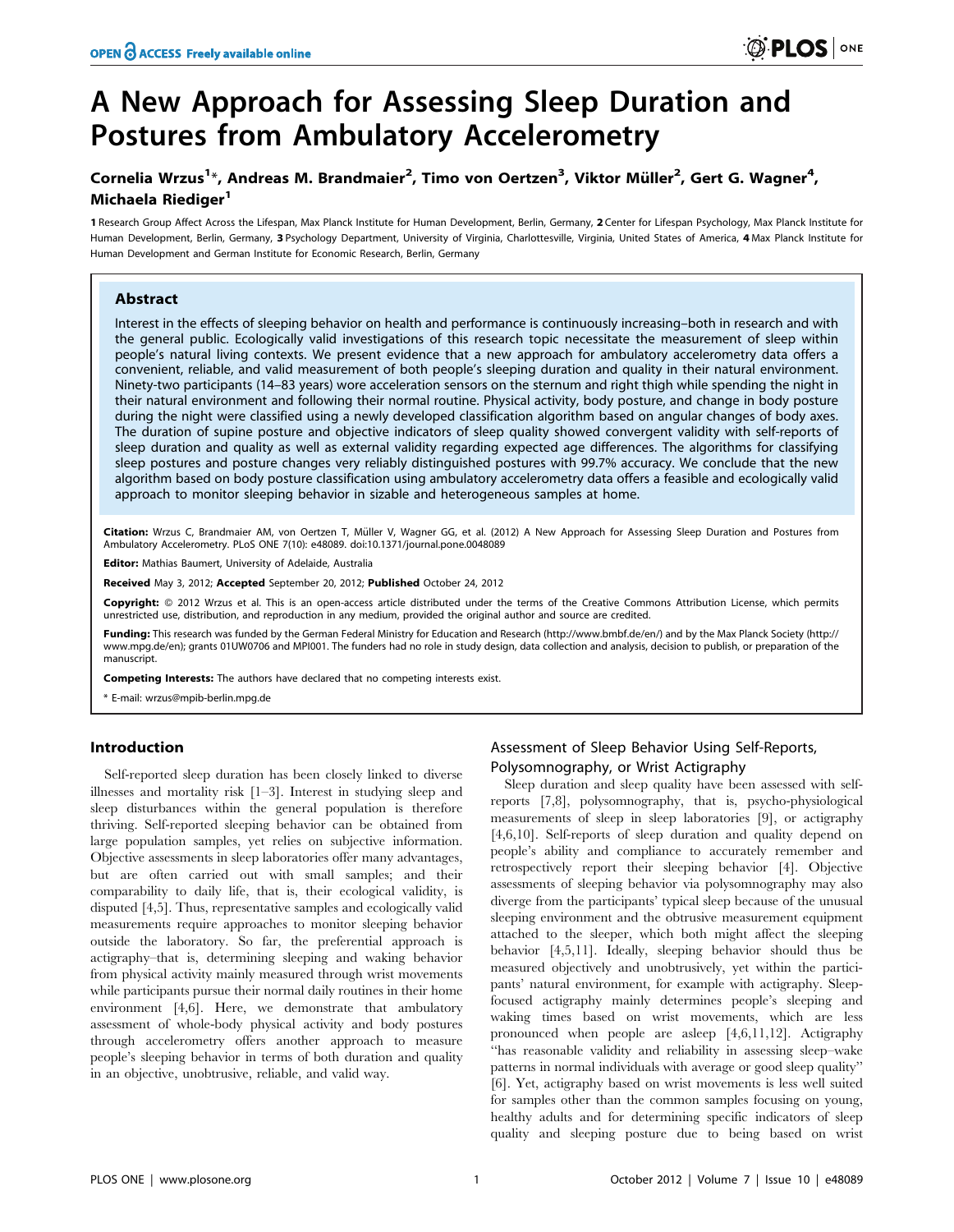# A New Approach for Assessing Sleep Duration and Postures from Ambulatory Accelerometry

**Cornelia Wrzus[1]\*, Andreas M. Brandmaier[2], Timo von Oertzen[3], Viktor Müller[2], Gert G. Wagner[4], Michaela Riediger[1]**

**1** Research Group Affect Across the Lifespan, Max Planck Institute for Human Development, Berlin, Germany, **2** Center for Lifespan Psychology, Max Planck Institute for Human Development, Berlin, Germany, **3** Psychology Department, University of Virginia, Charlottesville, Virginia, United States of America, **4** Max Planck Institute for Human Development and German Institute for Economic Research, Berlin, Germany

## Abstract

Interest in the effects of sleeping behavior on health and performance is continuously increasing–both in research and with the general public. Ecologically valid investigations of this research topic necessitate the measurement of sleep within people's natural living contexts. We present evidence that a new approach for ambulatory accelerometry data offers a convenient, reliable, and valid measurement of both people's sleeping duration and quality in their natural environment. Ninety-two participants (14–83 years) wore acceleration sensors on the sternum and right thigh while spending the night in their natural environment and following their normal routine. Physical activity, body posture, and change in body posture during the night were classified using a newly developed classification algorithm based on angular changes of body axes. The duration of supine posture and objective indicators of sleep quality showed convergent validity with self-reports of sleep duration and quality as well as external validity regarding expected age differences. The algorithms for classifying sleep postures and posture changes very reliably distinguished postures with 99.7% accuracy. We conclude that the new algorithm based on body posture classification using ambulatory accelerometry data offers a feasible and ecologically valid approach to monitor sleeping behavior in sizable and heterogeneous samples at home.

**Citation:** Wrzus C, Brandmaier AM, von Oertzen T, Müller V, Wagner GG, et al. (2012) A New Approach for Assessing Sleep Duration and Postures from Ambulatory Accelerometry. PLoS ONE 7(10): e48089. doi:10.1371/journal.pone.0048089

**Editor:** Mathias Baumert, University of Adelaide, Australia

**Received** May 3, 2012; **Accepted** September 20, 2012; **Published** October 24, 2012

**Copyright:** © 2012 Wrzus et al. This is an open-access article distributed under the terms of the Creative Commons Attribution License, which permits unrestricted use, distribution, and reproduction in any medium, provided the original author and source are credited.

**Funding:** This research was funded by the German Federal Ministry for Education and Research (http://www.bmbf.de/en/) and by the Max Planck Society (http://www.mpg.de/en); grants 01UW0706 and MPI001. The funders had no role in study design, data collection and analysis, decision to publish, or preparation of the manuscript.

**Competing Interests:** The authors have declared that no competing interests exist.

\* E-mail: wrzus@mpib-berlin.mpg.de

## Introduction

Self-reported sleep duration has been closely linked to diverse illnesses and mortality risk [1–3]. Interest in studying sleep and sleep disturbances within the general population is therefore thriving. Self-reported sleeping behavior can be obtained from large population samples, yet relies on subjective information. Objective assessments in sleep laboratories offer many advantages, but are often carried out with small samples; and their comparability to daily life, that is, their ecological validity, is disputed [4,5]. Thus, representative samples and ecologically valid measurements require approaches to monitor sleeping behavior outside the laboratory. So far, the preferential approach is actigraphy–that is, determining sleeping and waking behavior from physical activity mainly measured through wrist movements while participants pursue their normal daily routines in their home environment [4,6]. Here, we demonstrate that ambulatory assessment of whole-body physical activity and body postures through accelerometry offers another approach to measure people's sleeping behavior in terms of both duration and quality in an objective, unobtrusive, reliable, and valid way.

### Assessment of Sleep Behavior Using Self-Reports, Polysomnography, or Wrist Actigraphy

Sleep duration and sleep quality have been assessed with self-reports [7,8], polysomnography, that is, psycho-physiological measurements of sleep in sleep laboratories [9], or actigraphy [4,6,10]. Self-reports of sleep duration and quality depend on people's ability and compliance to accurately remember and retrospectively report their sleeping behavior [4]. Objective assessments of sleeping behavior via polysomnography may also diverge from the participants' typical sleep because of the unusual sleeping environment and the obtrusive measurement equipment attached to the sleeper, which both might affect the sleeping behavior [4,5,11]. Ideally, sleeping behavior should thus be measured objectively and unobtrusively, yet within the participants' natural environment, for example with actigraphy. Sleep-focused actigraphy mainly determines people's sleeping and waking times based on wrist movements, which are less pronounced when people are asleep [4,6,11,12]. Actigraphy "has reasonable validity and reliability in assessing sleep–wake patterns in normal individuals with average or good sleep quality" [6]. Yet, actigraphy based on wrist movements is less well suited for samples other than the common samples focusing on young, healthy adults and for determining specific indicators of sleep quality and sleeping posture due to being based on wrist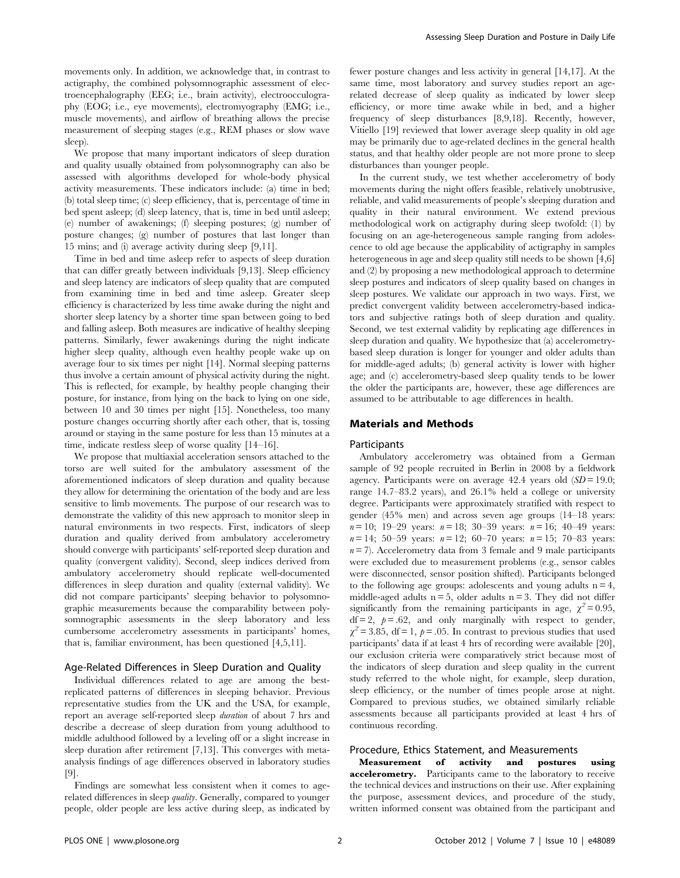movements only. In addition, we acknowledge that, in contrast to actigraphy, the combined polysomnographic assessment of electroencephalography (EEG; i.e., brain activity), electrooculography (EOG; i.e., eye movements), electromyography (EMG; i.e., muscle movements), and airflow of breathing allows the precise measurement of sleeping stages (e.g., REM phases or slow wave sleep).

We propose that many important indicators of sleep duration and quality usually obtained from polysomnography can also be assessed with algorithms developed for whole-body physical activity measurements. These indicators include: (a) time in bed; (b) total sleep time; (c) sleep efficiency, that is, percentage of time in bed spent asleep; (d) sleep latency, that is, time in bed until asleep; (e) number of awakenings; (f) sleeping postures; (g) number of posture changes; (g) number of postures that last longer than 15 mins; and (i) average activity during sleep [9,11].

Time in bed and time asleep refer to aspects of sleep duration that can differ greatly between individuals [9,13]. Sleep efficiency and sleep latency are indicators of sleep quality that are computed from examining time in bed and time asleep. Greater sleep efficiency is characterized by less time awake during the night and shorter sleep latency by a shorter time span between going to bed and falling asleep. Both measures are indicative of healthy sleeping patterns. Similarly, fewer awakenings during the night indicate higher sleep quality, although even healthy people wake up on average four to six times per night [14]. Normal sleeping patterns thus involve a certain amount of physical activity during the night. This is reflected, for example, by healthy people changing their posture, for instance, from lying on the back to lying on one side, between 10 and 30 times per night [15]. Nonetheless, too many posture changes occurring shortly after each other, that is, tossing around or staying in the same posture for less than 15 minutes at a time, indicate restless sleep of worse quality [14–16].

We propose that multiaxial acceleration sensors attached to the torso are well suited for the ambulatory assessment of the aforementioned indicators of sleep duration and quality because they allow for determining the orientation of the body and are less sensitive to limb movements. The purpose of our research was to demonstrate the validity of this new approach to monitor sleep in natural environments in two respects. First, indicators of sleep duration and quality derived from ambulatory accelerometry should converge with participants' self-reported sleep duration and quality (convergent validity). Second, sleep indices derived from ambulatory accelerometry should replicate well-documented differences in sleep duration and quality (external validity). We did not compare participants' sleeping behavior to polysomnographic measurements because the comparability between polysomnographic assessments in the sleep laboratory and less cumbersome accelerometry assessments in participants' homes, that is, familiar environment, has been questioned [4,5,11].

## Age-Related Differences in Sleep Duration and Quality

Individual differences related to age are among the best-replicated patterns of differences in sleeping behavior. Previous representative studies from the UK and the USA, for example, report an average self-reported sleep *duration* of about 7 hrs and describe a decrease of sleep duration from young adulthood to middle adulthood followed by a leveling off or a slight increase in sleep duration after retirement [7,13]. This converges with meta-analysis findings of age differences observed in laboratory studies [9].

Findings are somewhat less consistent when it comes to age-related differences in sleep *quality*. Generally, compared to younger people, older people are less active during sleep, as indicated by fewer posture changes and less activity in general [14,17]. At the same time, most laboratory and survey studies report an age-related decrease of sleep quality as indicated by lower sleep efficiency, or more time awake while in bed, and a higher frequency of sleep disturbances [8,9,18]. Recently, however, Vitiello [19] reviewed that lower average sleep quality in old age may be primarily due to age-related declines in the general health status, and that healthy older people are not more prone to sleep disturbances than younger people.

In the current study, we test whether accelerometry of body movements during the night offers feasible, relatively unobtrusive, reliable, and valid measurements of people's sleeping duration and quality in their natural environment. We extend previous methodological work on actigraphy during sleep twofold: (1) by focusing on an age-heterogeneous sample ranging from adolescence to old age because the applicability of actigraphy in samples heterogeneous in age and sleep quality still needs to be shown [4,6] and (2) by proposing a new methodological approach to determine sleep postures and indicators of sleep quality based on changes in sleep postures. We validate our approach in two ways. First, we predict convergent validity between accelerometry-based indicators and subjective ratings both of sleep duration and quality. Second, we test external validity by replicating age differences in sleep duration and quality. We hypothesize that (a) accelerometry-based sleep duration is longer for younger and older adults than for middle-aged adults; (b) general activity is lower with higher age; and (c) accelerometry-based sleep quality tends to be lower the older the participants are, however, these age differences are assumed to be attributable to age differences in health.

## Materials and Methods

### Participants

Ambulatory accelerometry was obtained from a German sample of 92 people recruited in Berlin in 2008 by a fieldwork agency. Participants were on average 42.4 years old ($SD = 19.0$; range 14.7–83.2 years), and 26.1% held a college or university degree. Participants were approximately stratified with respect to gender (45% men) and across seven age groups (14–18 years: $n = 10$; 19–29 years: $n = 18$; 30–39 years: $n = 16$; 40–49 years: $n = 14$; 50–59 years: $n = 12$; 60–70 years: $n = 15$; 70–83 years: $n = 7$). Accelerometry data from 3 female and 9 male participants were excluded due to measurement problems (e.g., sensor cables were disconnected, sensor position shifted). Participants belonged to the following age groups: adolescents and young adults $n = 4$, middle-aged adults $n = 5$, older adults $n = 3$. They did not differ significantly from the remaining participants in age, $\chi^2 = 0.95$, $df = 2$, $p = .62$, and only marginally with respect to gender, $\chi^2 = 3.85$, $df = 1$, $p = .05$. In contrast to previous studies that used participants' data if at least 4 hrs of recording were available [20], our exclusion criteria were comparatively strict because most of the indicators of sleep duration and sleep quality in the current study referred to the whole night, for example, sleep duration, sleep efficiency, or the number of times people arose at night. Compared to previous studies, we obtained similarly reliable assessments because all participants provided at least 4 hrs of continuous recording.

### Procedure, Ethics Statement, and Measurements

**Measurement of activity and postures using accelerometry.** Participants came to the laboratory to receive the technical devices and instructions on their use. After explaining the purpose, assessment devices, and procedure of the study, written informed consent was obtained from the participant and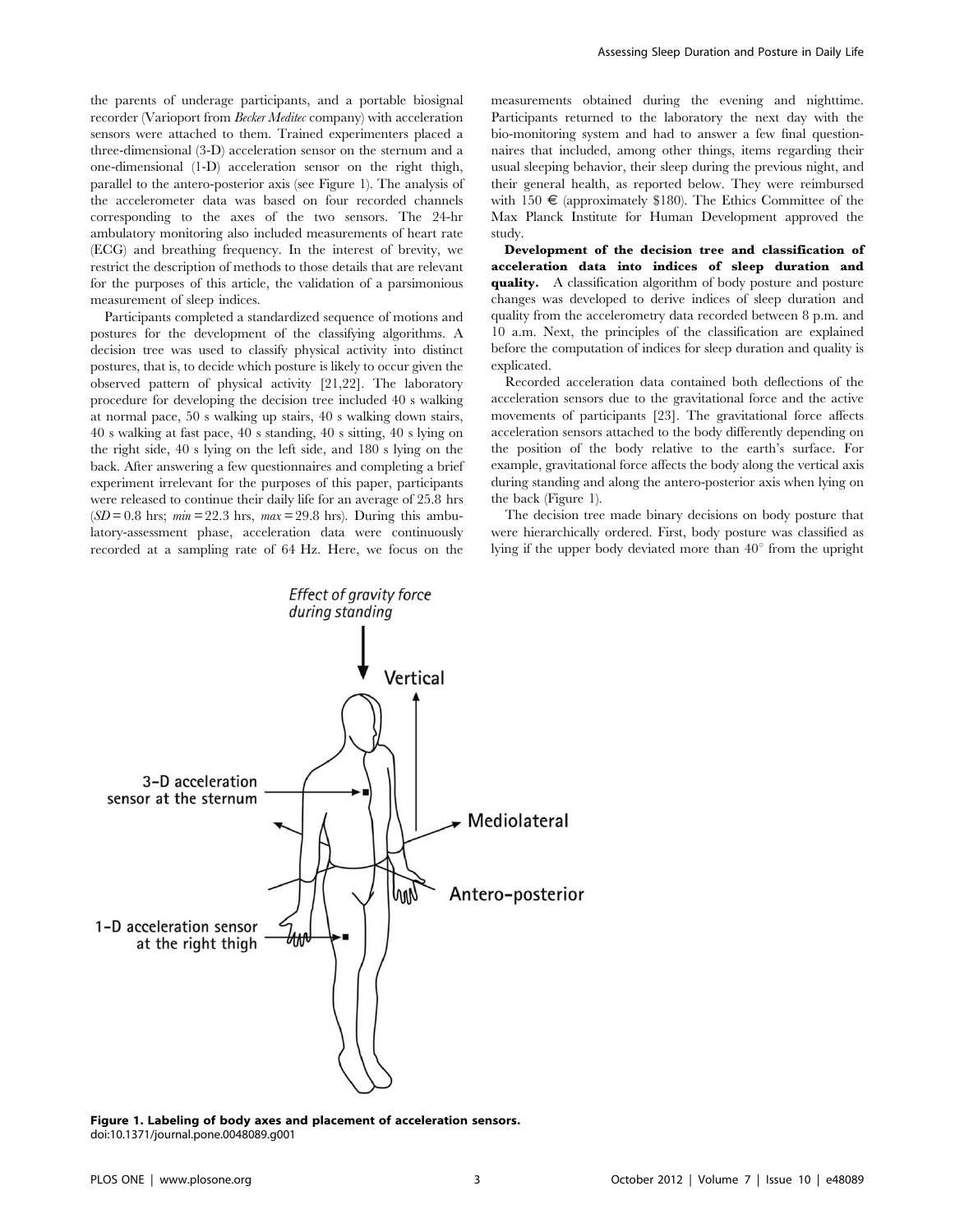the parents of underage participants, and a portable biosignal recorder (Varioport from *Becker Meditec* company) with acceleration sensors were attached to them. Trained experimenters placed a three-dimensional (3-D) acceleration sensor on the sternum and a one-dimensional (1-D) acceleration sensor on the right thigh, parallel to the antero-posterior axis (see Figure 1). The analysis of the accelerometer data was based on four recorded channels corresponding to the axes of the two sensors. The 24-hr ambulatory monitoring also included measurements of heart rate (ECG) and breathing frequency. In the interest of brevity, we restrict the description of methods to those details that are relevant for the purposes of this article, the validation of a parsimonious measurement of sleep indices.

Participants completed a standardized sequence of motions and postures for the development of the classifying algorithms. A decision tree was used to classify physical activity into distinct postures, that is, to decide which posture is likely to occur given the observed pattern of physical activity [21,22]. The laboratory procedure for developing the decision tree included 40 s walking at normal pace, 50 s walking up stairs, 40 s walking down stairs, 40 s walking at fast pace, 40 s standing, 40 s sitting, 40 s lying on the right side, 40 s lying on the left side, and 180 s lying on the back. After answering a few questionnaires and completing a brief experiment irrelevant for the purposes of this paper, participants were released to continue their daily life for an average of 25.8 hrs (*SD* = 0.8 hrs; *min* = 22.3 hrs, *max* = 29.8 hrs). During this ambulatory-assessment phase, acceleration data were continuously recorded at a sampling rate of 64 Hz. Here, we focus on the measurements obtained during the evening and nighttime. Participants returned to the laboratory the next day with the bio-monitoring system and had to answer a few final questionnaires that included, among other things, items regarding their usual sleeping behavior, their sleep during the previous night, and their general health, as reported below. They were reimbursed with 150 € (approximately $180). The Ethics Committee of the Max Planck Institute for Human Development approved the study.

**Development of the decision tree and classification of acceleration data into indices of sleep duration and quality.** A classification algorithm of body posture and posture changes was developed to derive indices of sleep duration and quality from the accelerometry data recorded between 8 p.m. and 10 a.m. Next, the principles of the classification are explained before the computation of indices for sleep duration and quality is explicated.

Recorded acceleration data contained both deflections of the acceleration sensors due to the gravitational force and the active movements of participants [23]. The gravitational force affects acceleration sensors attached to the body differently depending on the position of the body relative to the earth's surface. For example, gravitational force affects the body along the vertical axis during standing and along the antero-posterior axis when lying on the back (Figure 1).

The decision tree made binary decisions on body posture that were hierarchically ordered. First, body posture was classified as lying if the upper body deviated more than 40° from the upright

**Figure 1. Labeling of body axes and placement of acceleration sensors.**
doi:10.1371/journal.pone.0048089.g001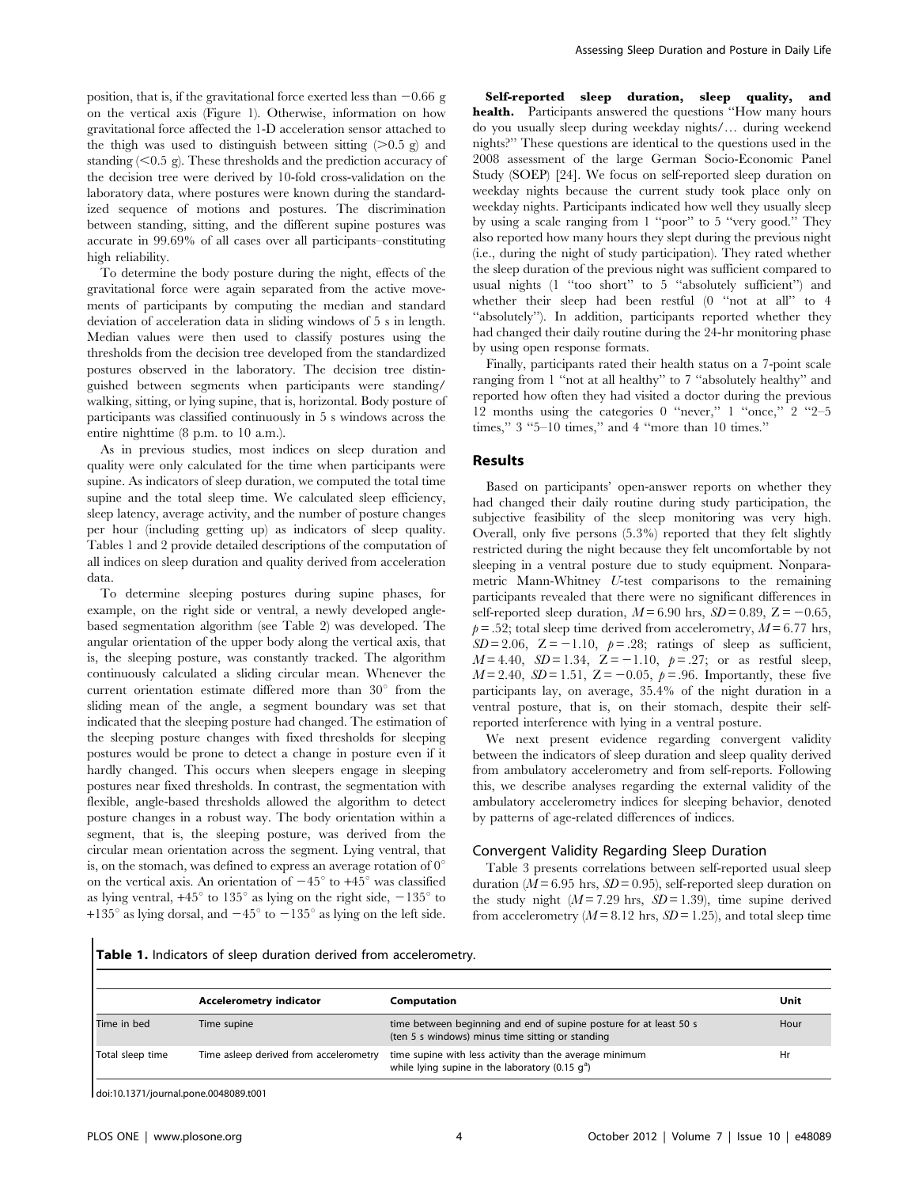position, that is, if the gravitational force exerted less than −0.66 g on the vertical axis (Figure 1). Otherwise, information on how gravitational force affected the 1-D acceleration sensor attached to the thigh was used to distinguish between sitting (>0.5 g) and standing (<0.5 g). These thresholds and the prediction accuracy of the decision tree were derived by 10-fold cross-validation on the laboratory data, where postures were known during the standardized sequence of motions and postures. The discrimination between standing, sitting, and the different supine postures was accurate in 99.69% of all cases over all participants–constituting high reliability.

To determine the body posture during the night, effects of the gravitational force were again separated from the active movements of participants by computing the median and standard deviation of acceleration data in sliding windows of 5 s in length. Median values were then used to classify postures using the thresholds from the decision tree developed from the standardized postures observed in the laboratory. The decision tree distinguished between segments when participants were standing/walking, sitting, or lying supine, that is, horizontal. Body posture of participants was classified continuously in 5 s windows across the entire nighttime (8 p.m. to 10 a.m.).

As in previous studies, most indices on sleep duration and quality were only calculated for the time when participants were supine. As indicators of sleep duration, we computed the total time supine and the total sleep time. We calculated sleep efficiency, sleep latency, average activity, and the number of posture changes per hour (including getting up) as indicators of sleep quality. Tables 1 and 2 provide detailed descriptions of the computation of all indices on sleep duration and quality derived from acceleration data.

To determine sleeping postures during supine phases, for example, on the right side or ventral, a newly developed angle-based segmentation algorithm (see Table 2) was developed. The angular orientation of the upper body along the vertical axis, that is, the sleeping posture, was constantly tracked. The algorithm continuously calculated a sliding circular mean. Whenever the current orientation estimate differed more than 30° from the sliding mean of the angle, a segment boundary was set that indicated that the sleeping posture had changed. The estimation of the sleeping posture changes with fixed thresholds for sleeping postures would be prone to detect a change in posture even if it hardly changed. This occurs when sleepers engage in sleeping postures near fixed thresholds. In contrast, the segmentation with flexible, angle-based thresholds allowed the algorithm to detect posture changes in a robust way. The body orientation within a segment, that is, the sleeping posture, was derived from the circular mean orientation across the segment. Lying ventral, that is, on the stomach, was defined to express an average rotation of 0° on the vertical axis. An orientation of −45° to +45° was classified as lying ventral, +45° to 135° as lying on the right side, −135° to +135° as lying dorsal, and −45° to −135° as lying on the left side.

**Self-reported sleep duration, sleep quality, and health.** Participants answered the questions "How many hours do you usually sleep during weekday nights/… during weekend nights?" These questions are identical to the questions used in the 2008 assessment of the large German Socio-Economic Panel Study (SOEP) [24]. We focus on self-reported sleep duration on weekday nights because the current study took place only on weekday nights. Participants indicated how well they usually sleep by using a scale ranging from 1 "poor" to 5 "very good." They also reported how many hours they slept during the previous night (i.e., during the night of study participation). They rated whether the sleep duration of the previous night was sufficient compared to usual nights (1 "too short" to 5 "absolutely sufficient") and whether their sleep had been restful (0 "not at all" to 4 "absolutely"). In addition, participants reported whether they had changed their daily routine during the 24-hr monitoring phase by using open response formats.

Finally, participants rated their health status on a 7-point scale ranging from 1 "not at all healthy" to 7 "absolutely healthy" and reported how often they had visited a doctor during the previous 12 months using the categories 0 "never," 1 "once," 2 "2–5 times," 3 "5–10 times," and 4 "more than 10 times."

## Results

Based on participants' open-answer reports on whether they had changed their daily routine during study participation, the subjective feasibility of the sleep monitoring was very high. Overall, only five persons (5.3%) reported that they felt slightly restricted during the night because they felt uncomfortable by not sleeping in a ventral posture due to study equipment. Nonparametric Mann-Whitney *U*-test comparisons to the remaining participants revealed that there were no significant differences in self-reported sleep duration, $M = 6.90$ hrs, $SD = 0.89$, $Z = -0.65$, $p = .52$; total sleep time derived from accelerometry, $M = 6.77$ hrs, $SD = 2.06$, $Z = -1.10$, $p = .28$; ratings of sleep as sufficient, $M = 4.40$, $SD = 1.34$, $Z = -1.10$, $p = .27$; or as restful sleep, $M = 2.40$, $SD = 1.51$, $Z = -0.05$, $p = .96$. Importantly, these five participants lay, on average, 35.4% of the night duration in a ventral posture, that is, on their stomach, despite their self-reported interference with lying in a ventral posture.

We next present evidence regarding convergent validity between the indicators of sleep duration and sleep quality derived from ambulatory accelerometry and from self-reports. Following this, we describe analyses regarding the external validity of the ambulatory accelerometry indices for sleeping behavior, denoted by patterns of age-related differences of indices.

### Convergent Validity Regarding Sleep Duration

Table 3 presents correlations between self-reported usual sleep duration ($M = 6.95$ hrs, $SD = 0.95$), self-reported sleep duration on the study night ($M = 7.29$ hrs, $SD = 1.39$), time supine derived from accelerometry ($M = 8.12$ hrs, $SD = 1.25$), and total sleep time

**Table 1.** Indicators of sleep duration derived from accelerometry.

| | Accelerometry indicator | Computation | Unit |
|---|---|---|---|
| Time in bed | Time supine | time between beginning and end of supine posture for at least 50 s (ten 5 s windows) minus time sitting or standing | Hour |
| Total sleep time | Time asleep derived from accelerometry | time supine with less activity than the average minimum while lying supine in the laboratory (0.15 g[a]) | Hr |

doi:10.1371/journal.pone.0048089.t001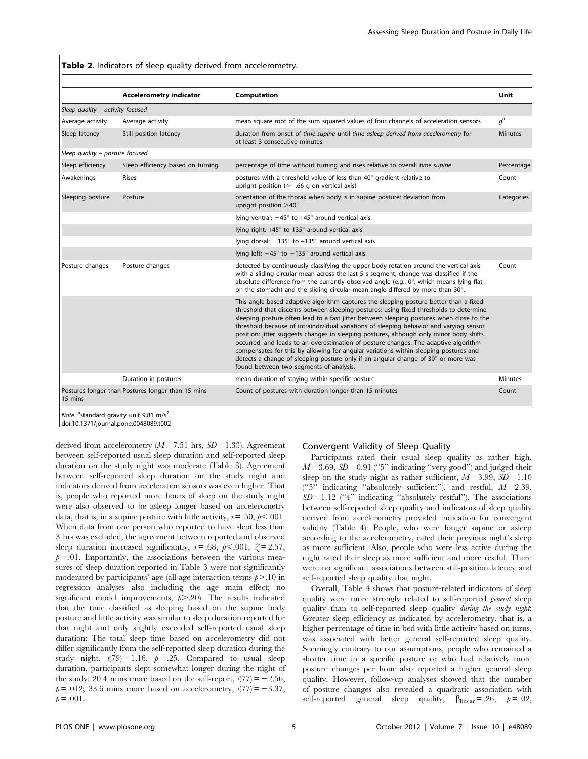**Table 2**. Indicators of sleep quality derived from accelerometry.

| | Accelerometry indicator | Computation | Unit |
|---|---|---|---|
| *Sleep quality – activity focused* | | | |
| Average activity | Average activity | mean square root of the sum squared values of four channels of acceleration sensors | $g^a$ |
| Sleep latency | Still position latency | duration from onset of *time supine* until *time asleep derived from accelerometry* for at least 3 consecutive minutes | Minutes |
| *Sleep quality – posture focused* | | | |
| Sleep efficiency | Sleep efficiency based on turning | percentage of time without turning and rises relative to overall *time supine* | Percentage |
| Awakenings | Rises | postures with a threshold value of less than 40° gradient relative to upright position (> -.66 g on vertical axis) | Count |
| Sleeping posture | Posture | orientation of the thorax when body is in supine posture: deviation from upright position >40° | Categories |
| | | lying ventral: −45° to +45° around vertical axis | |
| | | lying right: +45° to 135° around vertical axis | |
| | | lying dorsal: −135° to +135° around vertical axis | |
| | | lying left: −45° to −135° around vertical axis | |
| Posture changes | Posture changes | detected by continuously classifying the upper body rotation around the vertical axis with a sliding circular mean across the last 5 s segment; change was classified if the absolute difference from the currently observed angle (e.g., 0°, which means lying flat on the stomach) and the sliding circular mean angle differed by more than 30°. | Count |
| | | This angle-based adaptive algorithm captures the sleeping posture better than a fixed threshold that discerns between sleeping postures; using fixed thresholds to determine sleeping posture often lead to a fast jitter between sleeping postures when close to the threshold because of intraindividual variations of sleeping behavior and varying sensor position; jitter suggests changes in sleeping postures, although only minor body shifts occurred, and leads to an overestimation of posture changes. The adaptive algorithm compensates for this by allowing for angular variations within sleeping postures and detects a change of sleeping posture only if an angular change of 30° or more was found between two segments of analysis. | |
| | Duration in postures | mean duration of staying within specific posture | Minutes |
| Postures longer than 15 mins | Postures longer than 15 mins | Count of postures with duration longer than 15 minutes | Count |

*Note*. [a]standard gravity unit 9.81 m/s².
doi:10.1371/journal.pone.0048089.t002

derived from accelerometry ($M = 7.51$ hrs, $SD = 1.33$). Agreement between self-reported usual sleep duration and self-reported sleep duration on the study night was moderate (Table 3). Agreement between self-reported sleep duration on the study night and indicators derived from acceleration sensors was even higher. That is, people who reported more hours of sleep on the study night were also observed to be asleep longer based on accelerometry data, that is, in a supine posture with little activity, $r = .50$, $p < .001$. When data from one person who reported to have slept less than 3 hrs was excluded, the agreement between reported and observed sleep duration increased significantly, $r = .68$, $p < .001$, $Z = 2.57$, $p = .01$. Importantly, the associations between the various measures of sleep duration reported in Table 3 were not significantly moderated by participants' age (all age interaction terms $p > .10$ in regression analyses also including the age main effect; no significant model improvements, $p > .20$). The results indicated that the time classified as sleeping based on the supine body posture and little activity was similar to sleep duration reported for that night and only slightly exceeded self-reported usual sleep duration: The total sleep time based on accelerometry did not differ significantly from the self-reported sleep duration during the study night, $t(79) = 1.16$, $p = .25$. Compared to usual sleep duration, participants slept somewhat longer during the night of the study: 20.4 mins more based on the self-report, $t(77) = -2.56$, $p = .012$; 33.6 mins more based on accelerometry, $t(77) = -3.37$, $p = .001$.

## Convergent Validity of Sleep Quality

Participants rated their usual sleep quality as rather high, $M = 3.69$, $SD = 0.91$ ("5" indicating "very good") and judged their sleep on the study night as rather sufficient, $M = 3.99$, $SD = 1.10$ ("5" indicating "absolutely sufficient"), and restful, $M = 2.39$, $SD = 1.12$ ("4" indicating "absolutely restful"). The associations between self-reported sleep quality and indicators of sleep quality derived from accelerometry provided indication for convergent validity (Table 4): People, who were longer supine or asleep according to the accelerometry, rated their previous night's sleep as more sufficient. Also, people who were less active during the night rated their sleep as more sufficient and more restful. There were no significant associations between still-position latency and self-reported sleep quality that night.

Overall, Table 4 shows that posture-related indicators of sleep quality were more strongly related to self-reported *general* sleep quality than to self-reported sleep quality *during the study night*: Greater sleep efficiency as indicated by accelerometry, that is, a higher percentage of time in bed with little activity based on turns, was associated with better general self-reported sleep quality. Seemingly contrary to our assumptions, people who remained a shorter time in a specific posture or who had relatively more posture changes per hour also reported a higher general sleep quality. However, follow-up analyses showed that the number of posture changes also revealed a quadratic association with self-reported general sleep quality, $\beta_{linear} = .26$, $p = .02$,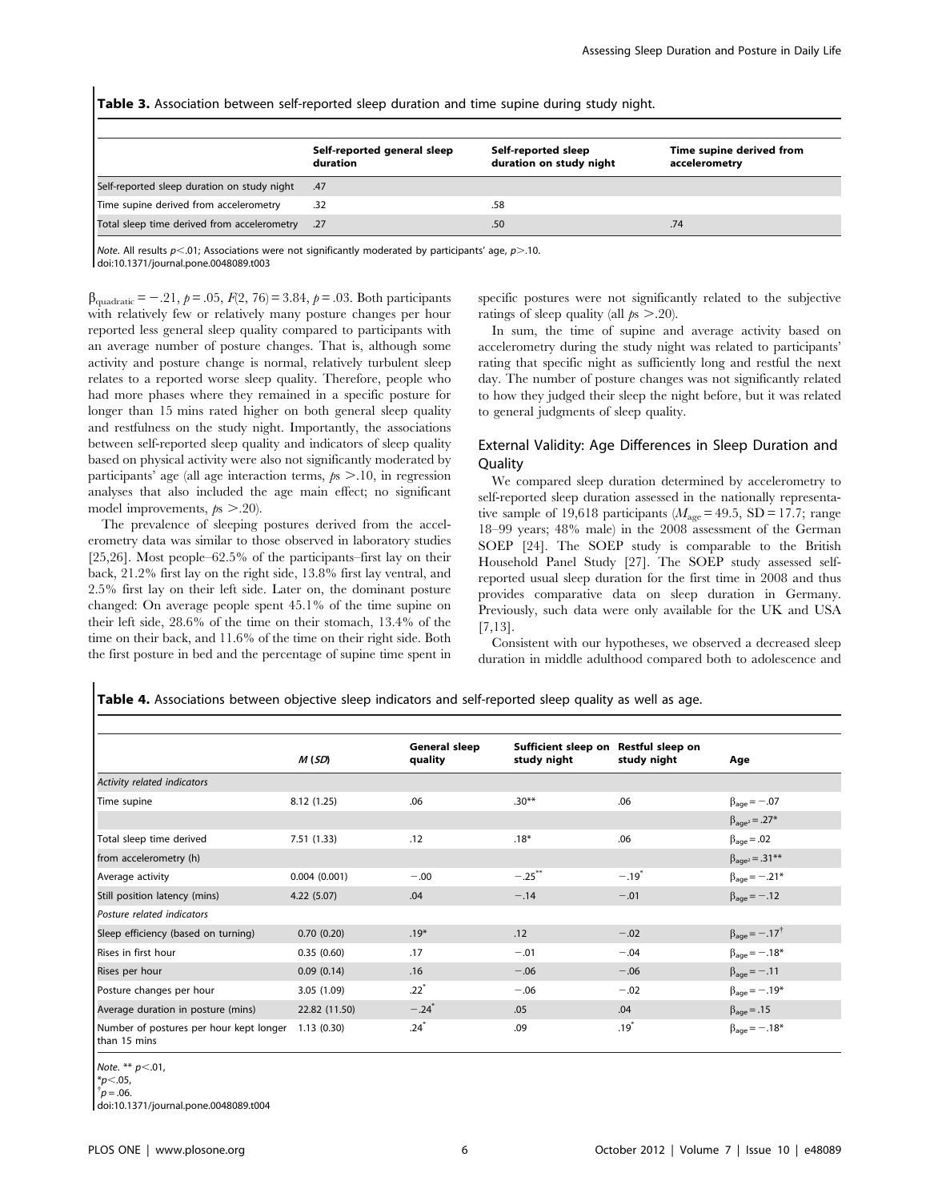**Table 3.** Association between self-reported sleep duration and time supine during study night.

| | Self-reported general sleep duration | Self-reported sleep duration on study night | Time supine derived from accelerometry |
|---|---|---|---|
| Self-reported sleep duration on study night | .47 | | |
| Time supine derived from accelerometry | .32 | .58 | |
| Total sleep time derived from accelerometry | .27 | .50 | .74 |

*Note.* All results $p<.01$; Associations were not significantly moderated by participants' age, $p>.10$.
doi:10.1371/journal.pone.0048089.t003

$\beta_{quadratic}=-.21$, $p=.05$, $F(2, 76)=3.84$, $p=.03$. Both participants with relatively few or relatively many posture changes per hour reported less general sleep quality compared to participants with an average number of posture changes. That is, although some activity and posture change is normal, relatively turbulent sleep relates to a reported worse sleep quality. Therefore, people who had more phases where they remained in a specific posture for longer than 15 mins rated higher on both general sleep quality and restfulness on the study night. Importantly, the associations between self-reported sleep quality and indicators of sleep quality based on physical activity were also not significantly moderated by participants' age (all age interaction terms, $ps>.10$, in regression analyses that also included the age main effect; no significant model improvements, $ps>.20$).

The prevalence of sleeping postures derived from the accelerometry data was similar to those observed in laboratory studies [25,26]. Most people–62.5% of the participants–first lay on their back, 21.2% first lay on the right side, 13.8% first lay ventral, and 2.5% first lay on their left side. Later on, the dominant posture changed: On average people spent 45.1% of the time supine on their left side, 28.6% of the time on their stomach, 13.4% of the time on their back, and 11.6% of the time on their right side. Both the first posture in bed and the percentage of supine time spent in specific postures were not significantly related to the subjective ratings of sleep quality (all $ps>.20$).

In sum, the time of supine and average activity based on accelerometry during the study night was related to participants' rating that specific night as sufficiently long and restful the next day. The number of posture changes was not significantly related to how they judged their sleep the night before, but it was related to general judgments of sleep quality.

## External Validity: Age Differences in Sleep Duration and Quality

We compared sleep duration determined by accelerometry to self-reported sleep duration assessed in the nationally representative sample of 19,618 participants ($M_{age}=49.5$, SD = 17.7; range 18–99 years; 48% male) in the 2008 assessment of the German SOEP [24]. The SOEP study is comparable to the British Household Panel Study [27]. The SOEP study assessed self-reported usual sleep duration for the first time in 2008 and thus provides comparative data on sleep duration in Germany. Previously, such data were only available for the UK and USA [7,13].

Consistent with our hypotheses, we observed a decreased sleep duration in middle adulthood compared both to adolescence and

**Table 4.** Associations between objective sleep indicators and self-reported sleep quality as well as age.

| | *M* (*SD*) | General sleep quality | Sufficient sleep on study night | Restful sleep on study night | Age |
|---|---|---|---|---|---|
| *Activity related indicators* | | | | | |
| Time supine | 8.12 (1.25) | .06 | .30** | .06 | $\beta_{age}=-.07$ |
| | | | | | $\beta_{age^2}=.27$* |
| Total sleep time derived | 7.51 (1.33) | .12 | .18* | .06 | $\beta_{age}=.02$ |
| from accelerometry (h) | | | | | $\beta_{age^2}=.31$** |
| Average activity | 0.004 (0.001) | −.00 | −.25** | −.19* | $\beta_{age}=-.21$* |
| Still position latency (mins) | 4.22 (5.07) | .04 | −.14 | −.01 | $\beta_{age}=-.12$ |
| *Posture related indicators* | | | | | |
| Sleep efficiency (based on turning) | 0.70 (0.20) | .19* | .12 | −.02 | $\beta_{age}=-.17$† |
| Rises in first hour | 0.35 (0.60) | .17 | −.01 | −.04 | $\beta_{age}=-.18$* |
| Rises per hour | 0.09 (0.14) | .16 | −.06 | −.06 | $\beta_{age}=-.11$ |
| Posture changes per hour | 3.05 (1.09) | .22* | −.06 | −.02 | $\beta_{age}=-.19$* |
| Average duration in posture (mins) | 22.82 (11.50) | −.24* | .05 | .04 | $\beta_{age}=.15$ |
| Number of postures per hour kept longer than 15 mins | 1.13 (0.30) | .24* | .09 | .19* | $\beta_{age}=-.18$* |

*Note.* ** $p<.01$,
* $p<.05$,
† $p=.06$.
doi:10.1371/journal.pone.0048089.t004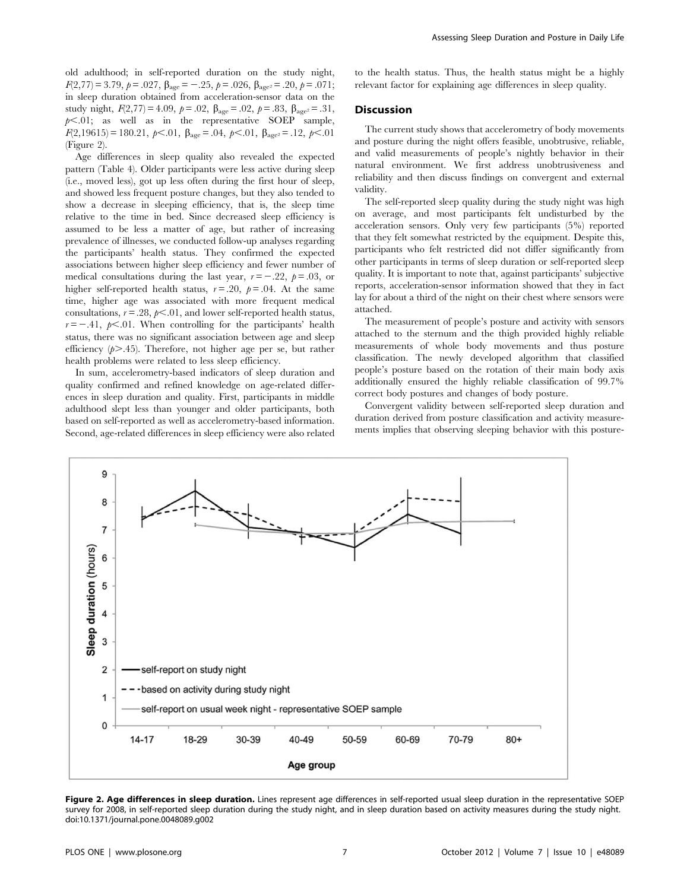old adulthood; in self-reported duration on the study night, $F(2,77) = 3.79$, $p = .027$, $\beta_{age} = -.25$, $p = .026$, $\beta_{age^2} = .20$, $p = .071$; in sleep duration obtained from acceleration-sensor data on the study night, $F(2,77) = 4.09$, $p = .02$, $\beta_{age} = .02$, $p = .83$, $\beta_{age^2} = .31$, $p < .01$; as well as in the representative SOEP sample, $F(2,19615) = 180.21$, $p < .01$, $\beta_{age} = .04$, $p < .01$, $\beta_{age^2} = .12$, $p < .01$ (Figure 2).

Age differences in sleep quality also revealed the expected pattern (Table 4). Older participants were less active during sleep (i.e., moved less), got up less often during the first hour of sleep, and showed less frequent posture changes, but they also tended to show a decrease in sleeping efficiency, that is, the sleep time relative to the time in bed. Since decreased sleep efficiency is assumed to be less a matter of age, but rather of increasing prevalence of illnesses, we conducted follow-up analyses regarding the participants' health status. They confirmed the expected associations between higher sleep efficiency and fewer number of medical consultations during the last year, $r = -.22$, $p = .03$, or higher self-reported health status, $r = .20$, $p = .04$. At the same time, higher age was associated with more frequent medical consultations, $r = .28$, $p < .01$, and lower self-reported health status, $r = -.41$, $p < .01$. When controlling for the participants' health status, there was no significant association between age and sleep efficiency ($p > .45$). Therefore, not higher age per se, but rather health problems were related to less sleep efficiency.

In sum, accelerometry-based indicators of sleep duration and quality confirmed and refined knowledge on age-related differences in sleep duration and quality. First, participants in middle adulthood slept less than younger and older participants, both based on self-reported as well as accelerometry-based information. Second, age-related differences in sleep efficiency were also related to the health status. Thus, the health status might be a highly relevant factor for explaining age differences in sleep quality.

## Discussion

The current study shows that accelerometry of body movements and posture during the night offers feasible, unobtrusive, reliable, and valid measurements of people's nightly behavior in their natural environment. We first address unobtrusiveness and reliability and then discuss findings on convergent and external validity.

The self-reported sleep quality during the study night was high on average, and most participants felt undisturbed by the acceleration sensors. Only very few participants (5%) reported that they felt somewhat restricted by the equipment. Despite this, participants who felt restricted did not differ significantly from other participants in terms of sleep duration or self-reported sleep quality. It is important to note that, against participants' subjective reports, acceleration-sensor information showed that they in fact lay for about a third of the night on their chest where sensors were attached.

The measurement of people's posture and activity with sensors attached to the sternum and the thigh provided highly reliable measurements of whole body movements and thus posture classification. The newly developed algorithm that classified people's posture based on the rotation of their main body axis additionally ensured the highly reliable classification of 99.7% correct body postures and changes of body posture.

Convergent validity between self-reported sleep duration and duration derived from posture classification and activity measurements implies that observing sleeping behavior with this posture-

Sleep duration (hours)
9
8
7
6
5
4
3
2
1
0
14-17
18-29
30-39
40-49
50-59
60-69
70-79
80+
Age group
self-report on study night
based on activity during study night
self-report on usual week night - representative SOEP sample

**Figure 2. Age differences in sleep duration.** Lines represent age differences in self-reported usual sleep duration in the representative SOEP survey for 2008, in self-reported sleep duration during the study night, and in sleep duration based on activity measures during the study night. doi:10.1371/journal.pone.0048089.g002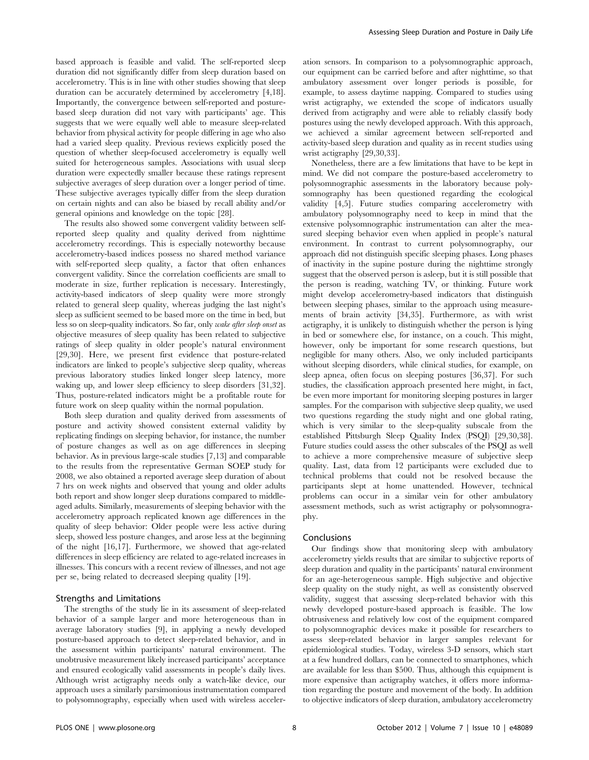based approach is feasible and valid. The self-reported sleep duration did not significantly differ from sleep duration based on accelerometry. This is in line with other studies showing that sleep duration can be accurately determined by accelerometry [4,18]. Importantly, the convergence between self-reported and posture-based sleep duration did not vary with participants' age. This suggests that we were equally well able to measure sleep-related behavior from physical activity for people differing in age who also had a varied sleep quality. Previous reviews explicitly posed the question of whether sleep-focused accelerometry is equally well suited for heterogeneous samples. Associations with usual sleep duration were expectedly smaller because these ratings represent subjective averages of sleep duration over a longer period of time. These subjective averages typically differ from the sleep duration on certain nights and can also be biased by recall ability and/or general opinions and knowledge on the topic [28].

The results also showed some convergent validity between self-reported sleep quality and quality derived from nighttime accelerometry recordings. This is especially noteworthy because accelerometry-based indices possess no shared method variance with self-reported sleep quality, a factor that often enhances convergent validity. Since the correlation coefficients are small to moderate in size, further replication is necessary. Interestingly, activity-based indicators of sleep quality were more strongly related to general sleep quality, whereas judging the last night's sleep as sufficient seemed to be based more on the time in bed, but less so on sleep-quality indicators. So far, only *wake after sleep onset* as objective measures of sleep quality has been related to subjective ratings of sleep quality in older people's natural environment [29,30]. Here, we present first evidence that posture-related indicators are linked to people's subjective sleep quality, whereas previous laboratory studies linked longer sleep latency, more waking up, and lower sleep efficiency to sleep disorders [31,32]. Thus, posture-related indicators might be a profitable route for future work on sleep quality within the normal population.

Both sleep duration and quality derived from assessments of posture and activity showed consistent external validity by replicating findings on sleeping behavior, for instance, the number of posture changes as well as on age differences in sleeping behavior. As in previous large-scale studies [7,13] and comparable to the results from the representative German SOEP study for 2008, we also obtained a reported average sleep duration of about 7 hrs on week nights and observed that young and older adults both report and show longer sleep durations compared to middle-aged adults. Similarly, measurements of sleeping behavior with the accelerometry approach replicated known age differences in the quality of sleep behavior: Older people were less active during sleep, showed less posture changes, and arose less at the beginning of the night [16,17]. Furthermore, we showed that age-related differences in sleep efficiency are related to age-related increases in illnesses. This concurs with a recent review of illnesses, and not age per se, being related to decreased sleeping quality [19].

### Strengths and Limitations

The strengths of the study lie in its assessment of sleep-related behavior of a sample larger and more heterogeneous than in average laboratory studies [9], in applying a newly developed posture-based approach to detect sleep-related behavior, and in the assessment within participants' natural environment. The unobtrusive measurement likely increased participants' acceptance and ensured ecologically valid assessments in people's daily lives. Although wrist actigraphy needs only a watch-like device, our approach uses a similarly parsimonious instrumentation compared to polysomnography, especially when used with wireless acceleration sensors. In comparison to a polysomnographic approach, our equipment can be carried before and after nighttime, so that ambulatory assessment over longer periods is possible, for example, to assess daytime napping. Compared to studies using wrist actigraphy, we extended the scope of indicators usually derived from actigraphy and were able to reliably classify body postures using the newly developed approach. With this approach, we achieved a similar agreement between self-reported and activity-based sleep duration and quality as in recent studies using wrist actigraphy [29,30,33].

Nonetheless, there are a few limitations that have to be kept in mind. We did not compare the posture-based accelerometry to polysomnographic assessments in the laboratory because polysomnography has been questioned regarding the ecological validity [4,5]. Future studies comparing accelerometry with ambulatory polysomnography need to keep in mind that the extensive polysomnographic instrumentation can alter the measured sleeping behavior even when applied in people's natural environment. In contrast to current polysomnography, our approach did not distinguish specific sleeping phases. Long phases of inactivity in the supine posture during the nighttime strongly suggest that the observed person is asleep, but it is still possible that the person is reading, watching TV, or thinking. Future work might develop accelerometry-based indicators that distinguish between sleeping phases, similar to the approach using measurements of brain activity [34,35]. Furthermore, as with wrist actigraphy, it is unlikely to distinguish whether the person is lying in bed or somewhere else, for instance, on a couch. This might, however, only be important for some research questions, but negligible for many others. Also, we only included participants without sleeping disorders, while clinical studies, for example, on sleep apnea, often focus on sleeping postures [36,37]. For such studies, the classification approach presented here might, in fact, be even more important for monitoring sleeping postures in larger samples. For the comparison with subjective sleep quality, we used two questions regarding the study night and one global rating, which is very similar to the sleep-quality subscale from the established Pittsburgh Sleep Quality Index (PSQI) [29,30,38]. Future studies could assess the other subscales of the PSQI as well to achieve a more comprehensive measure of subjective sleep quality. Last, data from 12 participants were excluded due to technical problems that could not be resolved because the participants slept at home unattended. However, technical problems can occur in a similar vein for other ambulatory assessment methods, such as wrist actigraphy or polysomnography.

## Conclusions

Our findings show that monitoring sleep with ambulatory accelerometry yields results that are similar to subjective reports of sleep duration and quality in the participants' natural environment for an age-heterogeneous sample. High subjective and objective sleep quality on the study night, as well as consistently observed validity, suggest that assessing sleep-related behavior with this newly developed posture-based approach is feasible. The low obtrusiveness and relatively low cost of the equipment compared to polysomnographic devices make it possible for researchers to assess sleep-related behavior in larger samples relevant for epidemiological studies. Today, wireless 3-D sensors, which start at a few hundred dollars, can be connected to smartphones, which are available for less than \$500. Thus, although this equipment is more expensive than actigraphy watches, it offers more information regarding the posture and movement of the body. In addition to objective indicators of sleep duration, ambulatory accelerometry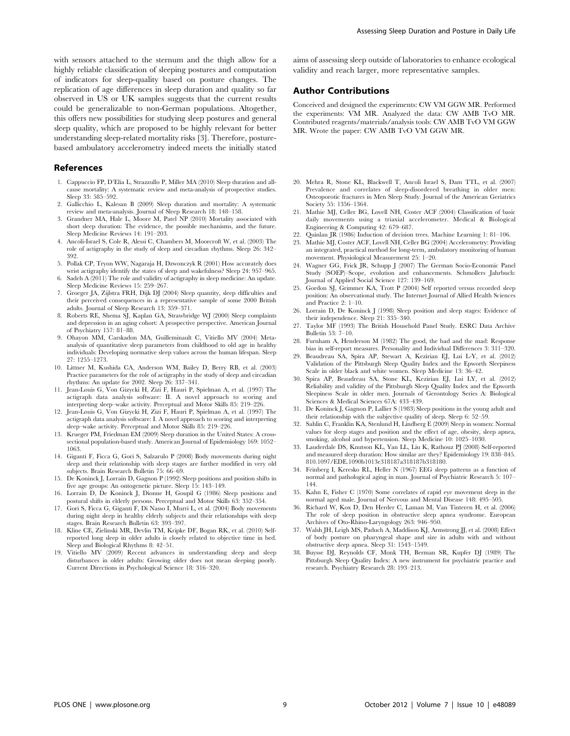with sensors attached to the sternum and the thigh allow for a highly reliable classification of sleeping postures and computation of indicators for sleep-quality based on posture changes. The replication of age differences in sleep duration and quality so far observed in US or UK samples suggests that the current results could be generalizable to non-German populations. Altogether, this offers new possibilities for studying sleep postures and general sleep quality, which are proposed to be highly relevant for better understanding sleep-related mortality risks [3]. Therefore, posture-based ambulatory accelerometry indeed meets the initially stated aims of assessing sleep outside of laboratories to enhance ecological validity and reach larger, more representative samples.

## Author Contributions

Conceived and designed the experiments: CW VM GGW MR. Performed the experiments: VM MR. Analyzed the data: CW AMB TvO MR. Contributed reagents/materials/analysis tools: CW AMB TvO VM GGW MR. Wrote the paper: CW AMB TvO VM GGW MR.

## References

1. Cappuccio FP, D'Elia L, Strazzullo P, Miller MA (2010) Sleep duration and all-cause mortality: A systematic review and meta-analysis of prospective studies. Sleep 33: 585–592.
2. Gallicchio L, Kalesan B (2009) Sleep duration and mortality: A systematic review and meta-analysis. Journal of Sleep Research 18: 148–158.
3. Grandner MA, Hale L, Moore M, Patel NP (2010) Mortality associated with short sleep duration: The evidence, the possible mechanisms, and the future. Sleep Medicine Reviews 14: 191–203.
4. Ancoli-Israel S, Cole R, Alessi C, Chambers M, Moorcroft W, et al. (2003) The role of actigraphy in the study of sleep and circadian rhythms. Sleep 26: 342–392.
5. Pollak CP, Tryon WW, Nagaraja H, Dzwonczyk R (2001) How accurately does wrist actigraphy identify the states of sleep and wakefulness? Sleep 24: 957–965.
6. Sadeh A (2011) The role and validity of actigraphy in sleep medicine: An update. Sleep Medicine Reviews 15: 259–267.
7. Groeger JA, Zijlstra FRH, Dijk DJ (2004) Sleep quantity, sleep difficulties and their perceived consequences in a representative sample of some 2000 British adults. Journal of Sleep Research 13: 359–371.
8. Roberts RE, Shema SJ, Kaplan GA, Strawbridge WJ (2000) Sleep complaints and depression in an aging cohort: A prospective perspective. American Journal of Psychiatry 157: 81–88.
9. Ohayon MM, Carskadon MA, Guilleminault C, Vitiello MV (2004) Meta-analysis of quantitative sleep parameters from childhood to old age in healthy individuals: Developing normative sleep values across the human lifespan. Sleep 27: 1255–1273.
10. Littner M, Kushida CA, Anderson WM, Bailey D, Berry RB, et al. (2003) Practice parameters for the role of actigraphy in the study of sleep and circadian rhythms: An update for 2002. Sleep 26: 337–341.
11. Jean-Louis G, Von Gizycki H, Zizi F, Hauri P, Spielman A, et al. (1997) The actigraph data analysis software: II. A novel approach to scoring and interpreting sleep–wake activity. Perceptual and Motor Skills 85: 219–226.
12. Jean-Louis G, Von Gizycki H, Zizi F, Hauri P, Spielman A, et al. (1997) The actigraph data analysis software: I. A novel approach to scoring and interpreting sleep–wake activity. Perceptual and Motor Skills 85: 219–226.
13. Krueger PM, Friedman EM (2009) Sleep duration in the United States: A cross-sectional population-based study. American Journal of Epidemiology 169: 1052–1063.
14. Giganti F, Ficca G, Gori S, Salzarulo P (2008) Body movements during night sleep and their relationship with sleep stages are further modified in very old subjects. Brain Research Bulletin 75: 66–69.
15. De Koninck J, Lorrain D, Gagnon P (1992) Sleep positions and position shifts in five age groups: An ontogenetic picture. Sleep 15: 143–149.
16. Lorrain D, De Koninck J, Dionne H, Goupil G (1986) Sleep positions and postural shifts in elderly persons. Perceptual and Motor Skills 63: 352–354.
17. Gori S, Ficca G, Giganti F, Di Nasso I, Murri L, et al. (2004) Body movements during night sleep in healthy elderly subjects and their relationships with sleep stages. Brain Research Bulletin 63: 393–397.
18. Kline CE, Zielinski MR, Devlin TM, Kripke DF, Bogan RK, et al. (2010) Self-reported long sleep in older adults is closely related to objective time in bed. Sleep and Biological Rhythms 8: 42–51.
19. Vitiello MV (2009) Recent advances in understanding sleep and sleep disturbances in older adults: Growing older does not mean sleeping poorly. Current Directions in Psychological Science 18: 316–320.
20. Mehra R, Stone KL, Blackwell T, Ancoli Israel S, Dam TTL, et al. (2007) Prevalence and correlates of sleep-disordered breathing in older men: Osteoporotic fractures in Men Sleep Study. Journal of the American Geriatrics Society 55: 1356–1364.
21. Mathie MJ, Celler BG, Lovell NH, Coster ACF (2004) Classification of basic daily movements using a triaxial accelerometer. Medical & Biological Engineering & Computing 42: 679–687.
22. Quinlan JR (1986) Induction of decision trees. Machine Learning 1: 81–106.
23. Mathie MJ, Coster ACF, Lovell NH, Celler BG (2004) Accelerometry: Providing an integrated, practical method for long-term, ambulatory monitoring of human movement. Physiological Measurement 25: 1–20.
24. Wagner GG, Frick JR, Schupp J (2007) The German Socio-Economic Panel Study (SOEP)–Scope, evolution and enhancements. Schmollers Jahrbuch: Journal of Applied Social Science 127: 139–169.
25. Gordon SJ, Grimmer KA, Trott P (2004) Self reported versus recorded sleep position: An observational study. The Internet Journal of Allied Health Sciences and Practice 2: 1–10.
26. Lorrain D, De Koninck J (1998) Sleep position and sleep stages: Evidence of their independence. Sleep 21: 335–340.
27. Taylor MF (1993) The British Household Panel Study. ESRC Data Archive Bulletin 53: 7–10.
28. Furnham A, Henderson M (1982) The good, the bad and the mad: Response bias in self-report measures. Personality and Individual Differences 3: 311–320.
29. Beaudreau SA, Spira AP, Stewart A, Kezirian EJ, Lui L-Y, et al. (2012) Validation of the Pittsburgh Sleep Quality Index and the Epworth Sleepiness Scale in older black and white women. Sleep Medicine 13: 36–42.
30. Spira AP, Beaudreau SA, Stone KL, Kezirian EJ, Lui LY, et al. (2012) Reliability and validity of the Pittsburgh Sleep Quality Index and the Epworth Sleepiness Scale in older men. Journals of Gerontology Series A: Biological Sciences & Medical Sciences 67A: 433–439.
31. De Koninck J, Gagnon P, Lallier S (1983) Sleep positions in the young adult and their relationship with the subjective quality of sleep. Sleep 6: 52–59.
32. Sahlin C, Franklin KA, Stenlund H, Lindberg E (2009) Sleep in women: Normal values for sleep stages and position and the effect of age, obesity, sleep apnea, smoking, alcohol and hypertension. Sleep Medicine 10: 1025–1030.
33. Lauderdale DS, Knutson KL, Yan LL, Liu K, Rathouz PJ (2008) Self-reported and measured sleep duration: How similar are they? Epidemiology 19: 838–845. 810.1097/EDE.1090b1013e318187a318187b318180.
34. Feinberg I, Koresko RL, Heller N (1967) EEG sleep patterns as a function of normal and pathological aging in man. Journal of Psychiatric Research 5: 107–144.
35. Kahn E, Fisher C (1970) Some correlates of rapid eye movement sleep in the normal aged male. Journal of Nervous and Mental Disease 148: 495–505.
36. Richard W, Kox D, Den Herder C, Laman M, Van Tinteren H, et al. (2006) The role of sleep position in obstructive sleep apnea syndrome. European Archives of Oto-Rhino-Laryngology 263: 946–950.
37. Walsh JH, Leigh MS, Paduch A, Maddison KJ, Armstrong JJ, et al. (2008) Effect of body posture on pharyngeal shape and size in adults with and without obstructive sleep apnea. Sleep 31: 1543–1549.
38. Buysse DJ, Reynolds CF, Monk TH, Berman SR, Kupfer DJ (1989) The Pittsburgh Sleep Quality Index: A new instrument for psychiatric practice and research. Psychiatry Research 28: 193–213.